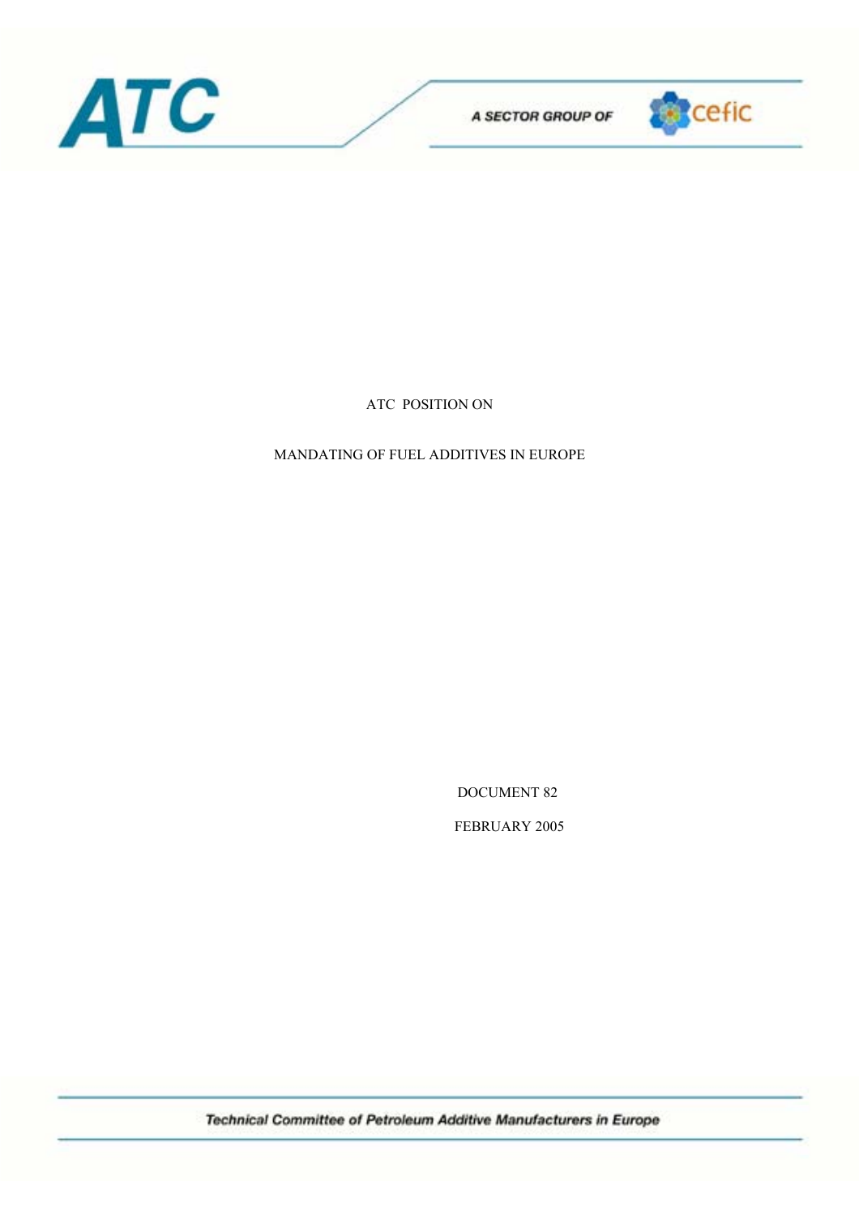ATC

A SECTOR GROUP OF cefic

# ATC POSITION ON

# MANDATING OF FUEL ADDITIVES IN EUROPE

DOCUMENT 82

FEBRUARY 2005

*Technical Committee of Petroleum Additive Manufacturers in Europe*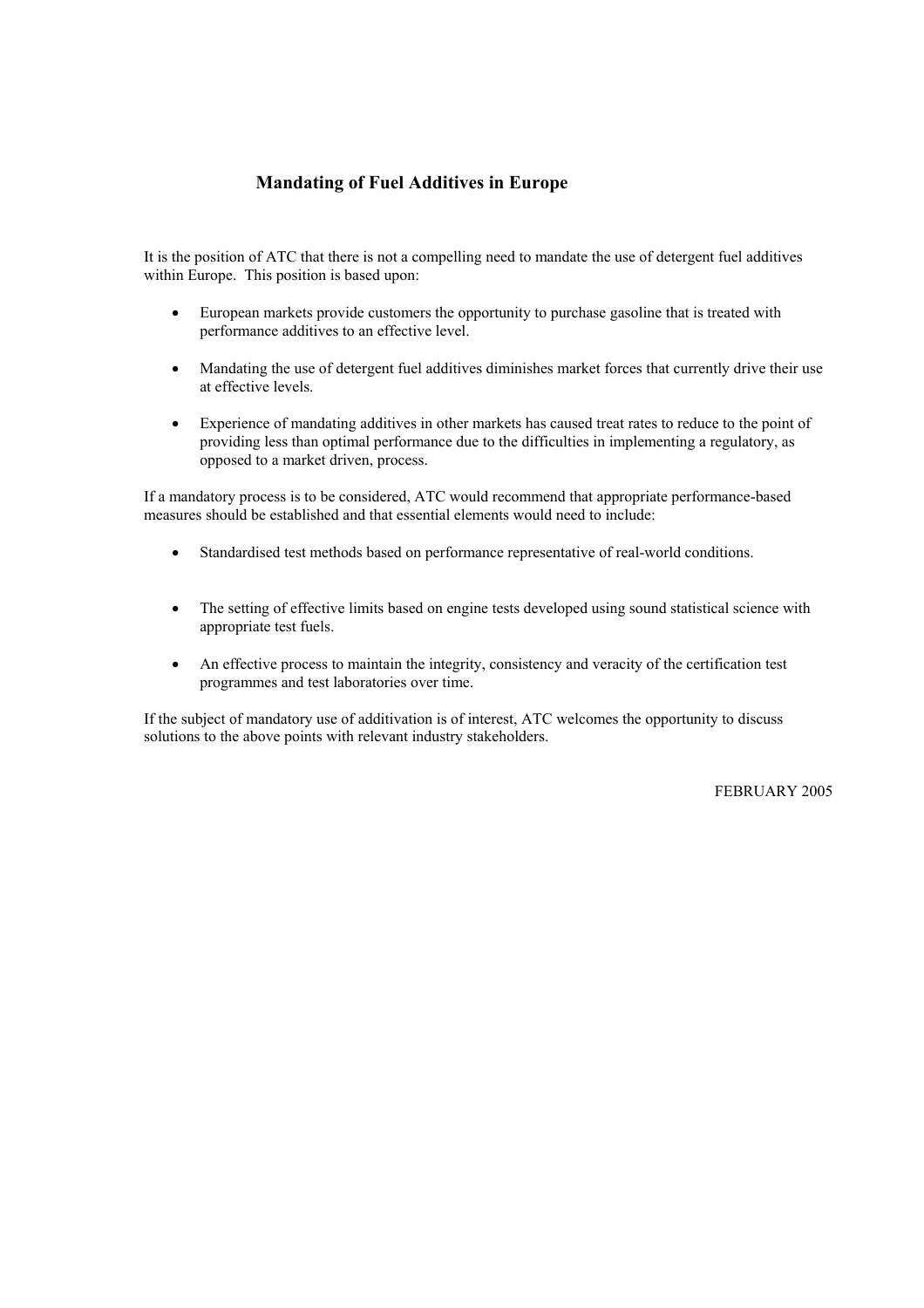# Mandating of Fuel Additives in Europe

It is the position of ATC that there is not a compelling need to mandate the use of detergent fuel additives within Europe. This position is based upon:

- European markets provide customers the opportunity to purchase gasoline that is treated with performance additives to an effective level.
- Mandating the use of detergent fuel additives diminishes market forces that currently drive their use at effective levels.
- Experience of mandating additives in other markets has caused treat rates to reduce to the point of providing less than optimal performance due to the difficulties in implementing a regulatory, as opposed to a market driven, process.

If a mandatory process is to be considered, ATC would recommend that appropriate performance-based measures should be established and that essential elements would need to include:

- Standardised test methods based on performance representative of real-world conditions.
- The setting of effective limits based on engine tests developed using sound statistical science with appropriate test fuels.
- An effective process to maintain the integrity, consistency and veracity of the certification test programmes and test laboratories over time.

If the subject of mandatory use of additivation is of interest, ATC welcomes the opportunity to discuss solutions to the above points with relevant industry stakeholders.

FEBRUARY 2005